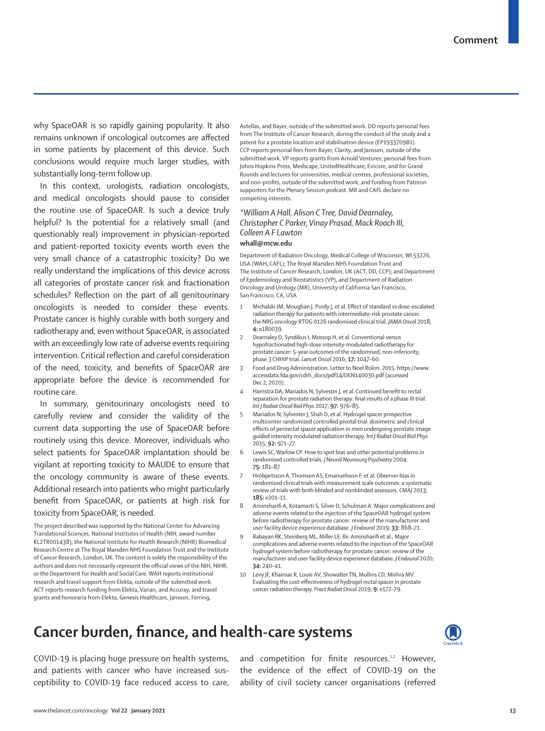why SpaceOAR is so rapidly gaining popularity. It also remains unknown if oncological outcomes are affected in some patients by placement of this device. Such conclusions would require much larger studies, with substantially long-term follow up.

In this context, urologists, radiation oncologists, and medical oncologists should pause to consider the routine use of SpaceOAR. Is such a device truly helpful? Is the potential for a relatively small (and questionably real) improvement in physician-reported and patient-reported toxicity events worth even the very small chance of a catastrophic toxicity? Do we really understand the implications of this device across all categories of prostate cancer risk and fractionation schedules? Reflection on the part of all genitourinary oncologists is needed to consider these events. Prostate cancer is highly curable with both surgery and radiotherapy and, even without SpaceOAR, is associated with an exceedingly low rate of adverse events requiring intervention. Critical reflection and careful consideration of the need, toxicity, and benefits of SpaceOAR are appropriate before the device is recommended for routine care.

In summary, genitourinary oncologists need to carefully review and consider the validity of the current data supporting the use of SpaceOAR before routinely using this device. Moreover, individuals who select patients for SpaceOAR implantation should be vigilant at reporting toxicity to MAUDE to ensure that the oncology community is aware of these events. Additional research into patients who might particularly benefit from SpaceOAR, or patients at high risk for toxicity from SpaceOAR, is needed.

The project described was supported by the National Center for Advancing Translational Sciences, National Institutes of Health (NIH; award number KL2TR001438), the National Institute for Health Research (NIHR) Biomedical Research Centre at The Royal Marsden NHS Foundation Trust and the Institute of Cancer Research, London, UK. The content is solely the responsibility of the authors and does not necessarily represent the official views of the NIH, NIHR, or the Department for Health and Social Care. WAH reports institutional research and travel support from Elekta, outside of the submitted work. ACT reports research funding from Elekta, Varian, and Accuray; and travel grants and honoraria from Elekta, Genesis Healthcare, Janssen, Ferring, Astellas, and Bayer, outside of the submitted work. DD reports personal fees from The Institute of Cancer Research, during the conduct of the study and a patent for a prostate location and stabilisation device (EP1933709B1). CCP reports personal fees from Bayer, Clarity, and Janssen, outside of the submitted work. VP reports grants from Arnold Ventures; personal fees from Johns Hopkins Press, Medscape, UnitedHealthcare, Evicore, and for Grand Rounds and lectures for universities, medical centres, professional societies, and non-profits, outside of the submitted work; and funding from Patreon supporters for the Plenary Session podcast. MR and CAFL declare no competing interests.

*William A Hall, Alison C Tree, David Dearnaley, Christopher C Parker, Vinay Prasad, Mack Roach III, Colleen A F Lawton*

**whall@mcw.edu**

Department of Radiation Oncology, Medical College of Wisconsin, WI 53226, USA (WAH, CAFL); The Royal Marsden NHS Foundation Trust and The Institute of Cancer Research, London, UK (ACT, DD, CCP); and Department of Epidemiology and Biostatistics (VP), and Department of Radiation Oncology and Urology (MR), University of California San Francisco, San Francisco, CA, USA

1. Michalski JM, Moughan J, Purdy J, et al. Effect of standard vs dose-escalated radiation therapy for patients with intermediate-risk prostate cancer: the NRG oncology RTOG 0126 randomized clinical trial. *JAMA Oncol* 2018; **4:** e180039.
2. Dearnaley D, Syndikus I, Mossop H, et al. Conventional versus hypofractionated high-dose intensity-modulated radiotherapy for prostate cancer: 5-year outcomes of the randomised, non-inferiority, phase 3 CHHiP trial. *Lancet Oncol* 2016; **17:** 1047–60.
3. Food and Drug Administration. Letter to Noel Rolon. 2015. https://www.accessdata.fda.gov/cdrh_docs/pdf14/DEN140030.pdf (accessed Dec 2, 2020).
4. Hamstra DA, Mariados N, Sylvester J, et al. Continued benefit to rectal separation for prostate radiation therapy: final results of a phase III trial. *Int J Radiat Oncol Biol Phys* 2017; **97:** 976–85.
5. Mariados N, Sylvester J, Shah D, et al. Hydrogel spacer prospective multicenter randomized controlled pivotal trial: dosimetric and clinical effects of perirectal spacer application in men undergoing prostate image guided intensity modulated radiation therapy. *Int J Radiat Oncol Biol Phys* 2015; **92:** 971–77.
6. Lewis SC, Warlow CP. How to spot bias and other potential problems in randomised controlled trials. *J Neurol Neurosurg Psychiatry* 2004; **75:** 181–87.
7. Hróbjartsson A, Thomsen AS, Emanuelsson F, et al. Observer bias in randomized clinical trials with measurement scale outcomes: a systematic review of trials with both blinded and nonblinded assessors. *CMAJ* 2013; **185:** e201–11.
8. Aminsharifi A, Kotamarti S, Silver D, Schulman A. Major complications and adverse events related to the injection of the SpaceOAR hydrogel system before radiotherapy for prostate cancer: review of the manufacturer and user facility device experience database. *J Endourol* 2019; **33:** 868–71.
9. Babayan RK, Steinberg ML, Miller LE. *Re:* Aminsharifi et al., Major complications and adverse events related to the injection of the SpaceOAR hydrogel system before radiotherapy for prostate cancer: review of the manufacturer and user facility device experience database. *J Endourol* 2020; **34:** 240–41.
10. Levy JF, Khairnar R, Louie AV, Showalter TN, Mullins CD, Mishra MV. Evaluating the cost-effectiveness of hydrogel rectal spacer in prostate cancer radiation therapy. *Pract Radiat Oncol* 2019; **9:** e172–79.

# Cancer burden, finance, and health-care systems

COVID-19 is placing huge pressure on health systems, and patients with cancer who have increased susceptibility to COVID-19 face reduced access to care, and competition for finite resources.[1,2] However, the evidence of the effect of COVID-19 on the ability of civil society cancer organisations (referred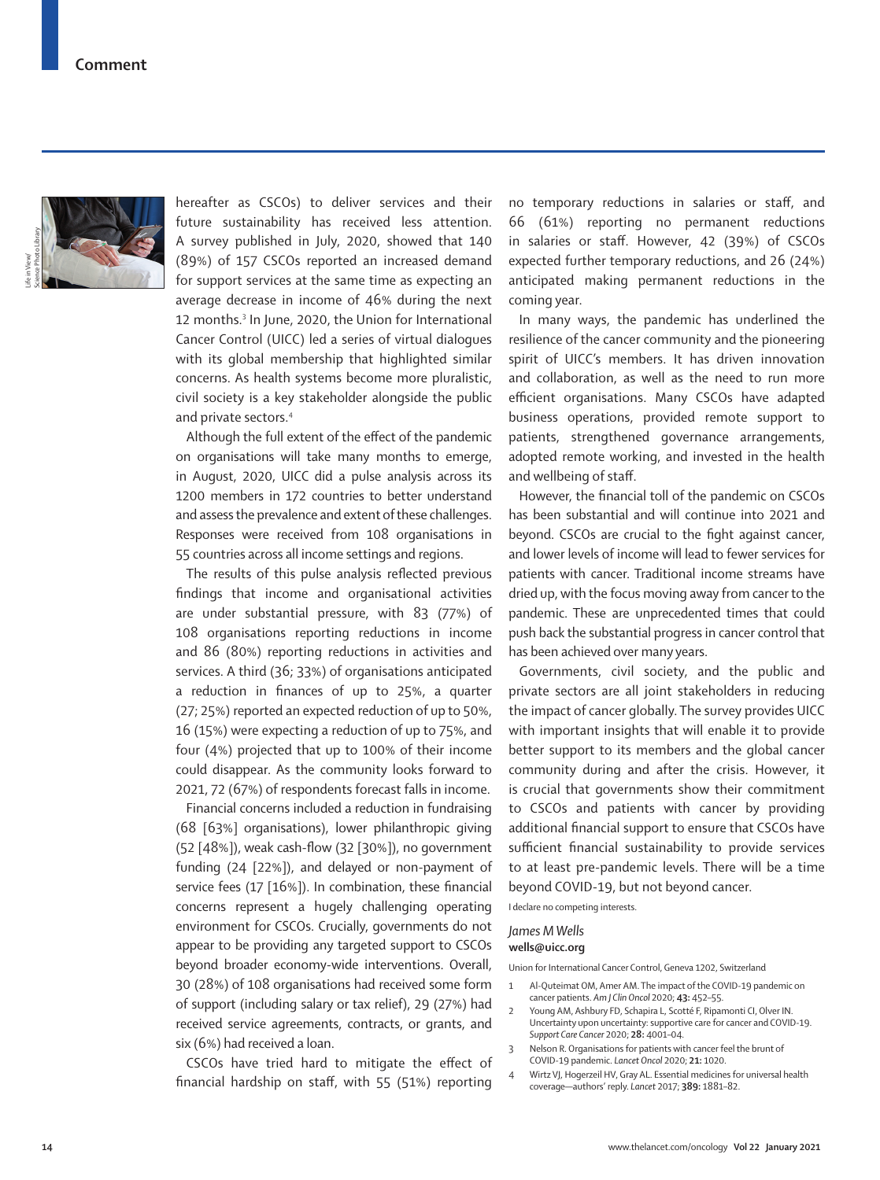hereafter as CSCOs) to deliver services and their future sustainability has received less attention. A survey published in July, 2020, showed that 140 (89%) of 157 CSCOs reported an increased demand for support services at the same time as expecting an average decrease in income of 46% during the next 12 months.[3] In June, 2020, the Union for International Cancer Control (UICC) led a series of virtual dialogues with its global membership that highlighted similar concerns. As health systems become more pluralistic, civil society is a key stakeholder alongside the public and private sectors.[4]

Although the full extent of the effect of the pandemic on organisations will take many months to emerge, in August, 2020, UICC did a pulse analysis across its 1200 members in 172 countries to better understand and assess the prevalence and extent of these challenges. Responses were received from 108 organisations in 55 countries across all income settings and regions.

The results of this pulse analysis reflected previous findings that income and organisational activities are under substantial pressure, with 83 (77%) of 108 organisations reporting reductions in income and 86 (80%) reporting reductions in activities and services. A third (36; 33%) of organisations anticipated a reduction in finances of up to 25%, a quarter (27; 25%) reported an expected reduction of up to 50%, 16 (15%) were expecting a reduction of up to 75%, and four (4%) projected that up to 100% of their income could disappear. As the community looks forward to 2021, 72 (67%) of respondents forecast falls in income.

Financial concerns included a reduction in fundraising (68 [63%] organisations), lower philanthropic giving (52 [48%]), weak cash-flow (32 [30%]), no government funding (24 [22%]), and delayed or non-payment of service fees (17 [16%]). In combination, these financial concerns represent a hugely challenging operating environment for CSCOs. Crucially, governments do not appear to be providing any targeted support to CSCOs beyond broader economy-wide interventions. Overall, 30 (28%) of 108 organisations had received some form of support (including salary or tax relief), 29 (27%) had received service agreements, contracts, or grants, and six (6%) had received a loan.

CSCOs have tried hard to mitigate the effect of financial hardship on staff, with 55 (51%) reporting no temporary reductions in salaries or staff, and 66 (61%) reporting no permanent reductions in salaries or staff. However, 42 (39%) of CSCOs expected further temporary reductions, and 26 (24%) anticipated making permanent reductions in the coming year.

In many ways, the pandemic has underlined the resilience of the cancer community and the pioneering spirit of UICC's members. It has driven innovation and collaboration, as well as the need to run more efficient organisations. Many CSCOs have adapted business operations, provided remote support to patients, strengthened governance arrangements, adopted remote working, and invested in the health and wellbeing of staff.

However, the financial toll of the pandemic on CSCOs has been substantial and will continue into 2021 and beyond. CSCOs are crucial to the fight against cancer, and lower levels of income will lead to fewer services for patients with cancer. Traditional income streams have dried up, with the focus moving away from cancer to the pandemic. These are unprecedented times that could push back the substantial progress in cancer control that has been achieved over many years.

Governments, civil society, and the public and private sectors are all joint stakeholders in reducing the impact of cancer globally. The survey provides UICC with important insights that will enable it to provide better support to its members and the global cancer community during and after the crisis. However, it is crucial that governments show their commitment to CSCOs and patients with cancer by providing additional financial support to ensure that CSCOs have sufficient financial sustainability to provide services to at least pre-pandemic levels. There will be a time beyond COVID-19, but not beyond cancer.

I declare no competing interests.

*James M Wells*
**wells@uicc.org**

Union for International Cancer Control, Geneva 1202, Switzerland

1. Al-Quteimat OM, Amer AM. The impact of the COVID-19 pandemic on cancer patients. *Am J Clin Oncol* 2020; **43:** 452–55.
2. Young AM, Ashbury FD, Schapira L, Scotté F, Ripamonti CI, Olver IN. Uncertainty upon uncertainty: supportive care for cancer and COVID-19. *Support Care Cancer* 2020; **28:** 4001–04.
3. Nelson R. Organisations for patients with cancer feel the brunt of COVID-19 pandemic. *Lancet Oncol* 2020; **21:** 1020.
4. Wirtz VJ, Hogerzeil HV, Gray AL. Essential medicines for universal health coverage—authors' reply. *Lancet* 2017; **389:** 1881–82.